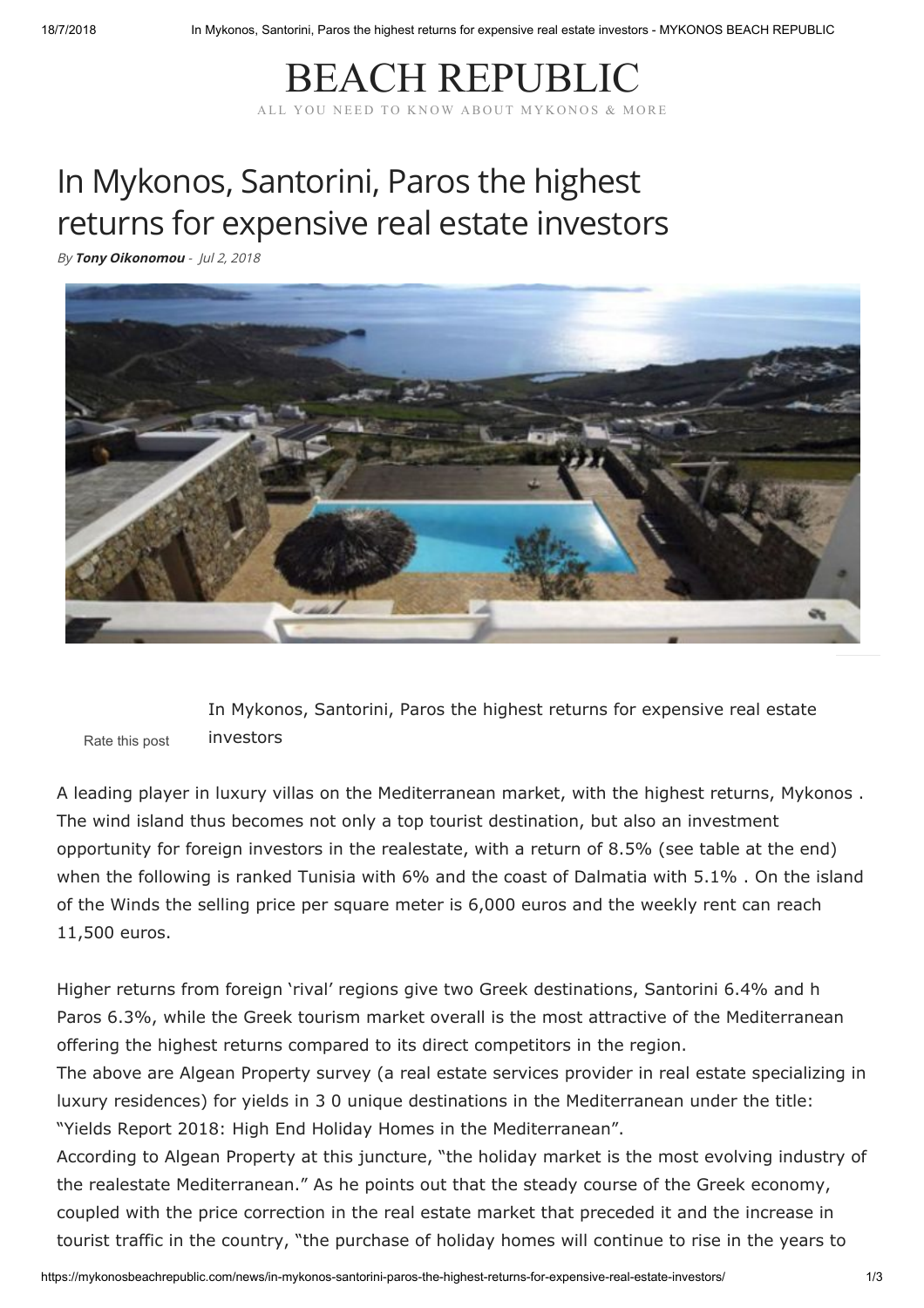# BEACH REPUBLIC

ALL YOU NEED TO KNOW ABOUT MYKONOS & MORE

# In Mykonos, Santorini, Paros the highest returns for expensive real estate investors

*By **Tony Oikonomou** - Jul 2, 2018*

Rate this post

In Mykonos, Santorini, Paros the highest returns for expensive real estate investors

A leading player in luxury villas on the Mediterranean market, with the highest returns, Mykonos . The wind island thus becomes not only a top tourist destination, but also an investment opportunity for foreign investors in the realestate, with a return of 8.5% (see table at the end) when the following is ranked Tunisia with 6% and the coast of Dalmatia with 5.1% . On the island of the Winds the selling price per square meter is 6,000 euros and the weekly rent can reach 11,500 euros.

Higher returns from foreign 'rival' regions give two Greek destinations, Santorini 6.4% and h Paros 6.3%, while the Greek tourism market overall is the most attractive of the Mediterranean offering the highest returns compared to its direct competitors in the region.

The above are Algean Property survey (a real estate services provider in real estate specializing in luxury residences) for yields in 3 0 unique destinations in the Mediterranean under the title: "Yields Report 2018: High End Holiday Homes in the Mediterranean".

According to Algean Property at this juncture, "the holiday market is the most evolving industry of the realestate Mediterranean." As he points out that the steady course of the Greek economy, coupled with the price correction in the real estate market that preceded it and the increase in tourist traffic in the country, "the purchase of holiday homes will continue to rise in the years to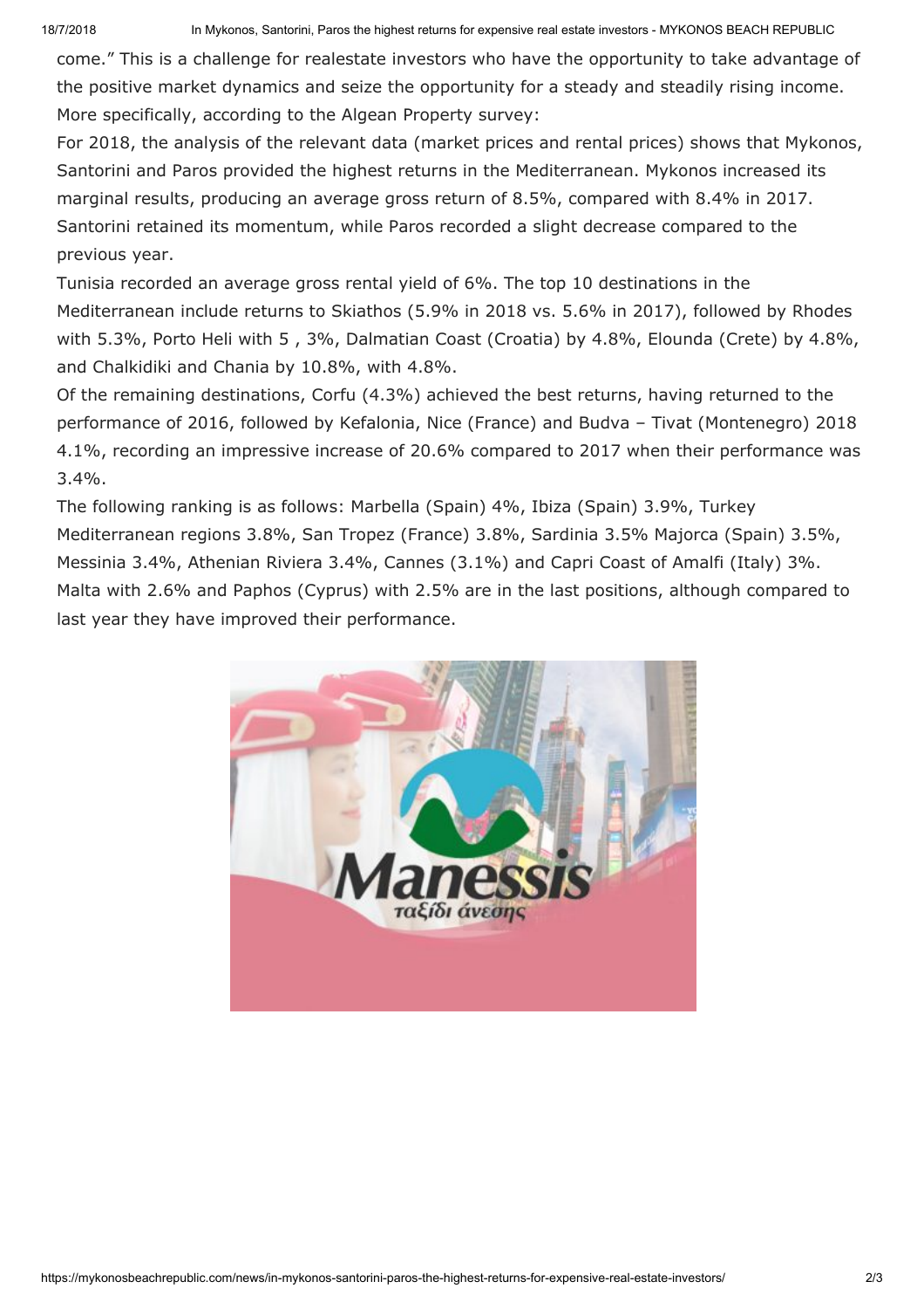come." This is a challenge for realestate investors who have the opportunity to take advantage of the positive market dynamics and seize the opportunity for a steady and steadily rising income. More specifically, according to the Algean Property survey:

For 2018, the analysis of the relevant data (market prices and rental prices) shows that Mykonos, Santorini and Paros provided the highest returns in the Mediterranean. Mykonos increased its marginal results, producing an average gross return of 8.5%, compared with 8.4% in 2017. Santorini retained its momentum, while Paros recorded a slight decrease compared to the previous year.

Tunisia recorded an average gross rental yield of 6%. The top 10 destinations in the Mediterranean include returns to Skiathos (5.9% in 2018 vs. 5.6% in 2017), followed by Rhodes with 5.3%, Porto Heli with 5 , 3%, Dalmatian Coast (Croatia) by 4.8%, Elounda (Crete) by 4.8%, and Chalkidiki and Chania by 10.8%, with 4.8%.

Of the remaining destinations, Corfu (4.3%) achieved the best returns, having returned to the performance of 2016, followed by Kefalonia, Nice (France) and Budva – Tivat (Montenegro) 2018 4.1%, recording an impressive increase of 20.6% compared to 2017 when their performance was 3.4%.

The following ranking is as follows: Marbella (Spain) 4%, Ibiza (Spain) 3.9%, Turkey Mediterranean regions 3.8%, San Tropez (France) 3.8%, Sardinia 3.5% Majorca (Spain) 3.5%, Messinia 3.4%, Athenian Riviera 3.4%, Cannes (3.1%) and Capri Coast of Amalfi (Italy) 3%. Malta with 2.6% and Paphos (Cyprus) with 2.5% are in the last positions, although compared to last year they have improved their performance.